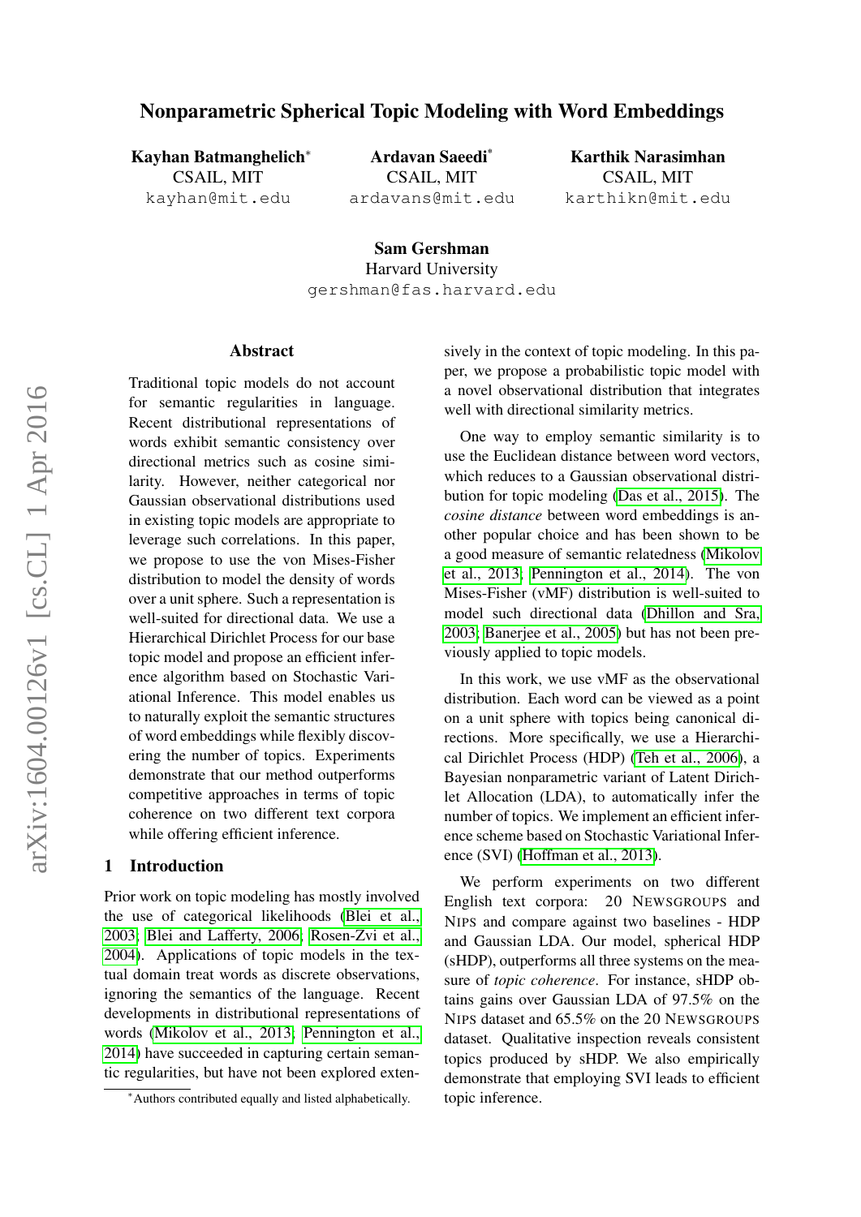# Nonparametric Spherical Topic Modeling with Word Embeddings

**Kayhan Batmanghelich**[*]
CSAIL, MIT
kayhan@mit.edu

**Ardavan Saeedi**[*]
CSAIL, MIT
ardavans@mit.edu

**Karthik Narasimhan**
CSAIL, MIT
karthikn@mit.edu

**Sam Gershman**
Harvard University
gershman@fas.harvard.edu

## Abstract

Traditional topic models do not account for semantic regularities in language. Recent distributional representations of words exhibit semantic consistency over directional metrics such as cosine similarity. However, neither categorical nor Gaussian observational distributions used in existing topic models are appropriate to leverage such correlations. In this paper, we propose to use the von Mises-Fisher distribution to model the density of words over a unit sphere. Such a representation is well-suited for directional data. We use a Hierarchical Dirichlet Process for our base topic model and propose an efficient inference algorithm based on Stochastic Variational Inference. This model enables us to naturally exploit the semantic structures of word embeddings while flexibly discovering the number of topics. Experiments demonstrate that our method outperforms competitive approaches in terms of topic coherence on two different text corpora while offering efficient inference.

## 1 Introduction

Prior work on topic modeling has mostly involved the use of categorical likelihoods (Blei et al., 2003; Blei and Lafferty, 2006; Rosen-Zvi et al., 2004). Applications of topic models in the textual domain treat words as discrete observations, ignoring the semantics of the language. Recent developments in distributional representations of words (Mikolov et al., 2013; Pennington et al., 2014) have succeeded in capturing certain semantic regularities, but have not been explored extensively in the context of topic modeling. In this paper, we propose a probabilistic topic model with a novel observational distribution that integrates well with directional similarity metrics.

One way to employ semantic similarity is to use the Euclidean distance between word vectors, which reduces to a Gaussian observational distribution for topic modeling (Das et al., 2015). The *cosine distance* between word embeddings is another popular choice and has been shown to be a good measure of semantic relatedness (Mikolov et al., 2013; Pennington et al., 2014). The von Mises-Fisher (vMF) distribution is well-suited to model such directional data (Dhillon and Sra, 2003; Banerjee et al., 2005) but has not been previously applied to topic models.

In this work, we use vMF as the observational distribution. Each word can be viewed as a point on a unit sphere with topics being canonical directions. More specifically, we use a Hierarchical Dirichlet Process (HDP) (Teh et al., 2006), a Bayesian nonparametric variant of Latent Dirichlet Allocation (LDA), to automatically infer the number of topics. We implement an efficient inference scheme based on Stochastic Variational Inference (SVI) (Hoffman et al., 2013).

We perform experiments on two different English text corpora: 20 NEWSGROUPS and NIPS and compare against two baselines - HDP and Gaussian LDA. Our model, spherical HDP (sHDP), outperforms all three systems on the measure of *topic coherence*. For instance, sHDP obtains gains over Gaussian LDA of 97.5% on the NIPS dataset and 65.5% on the 20 NEWSGROUPS dataset. Qualitative inspection reveals consistent topics produced by sHDP. We also empirically demonstrate that employing SVI leads to efficient topic inference.

[*]Authors contributed equally and listed alphabetically.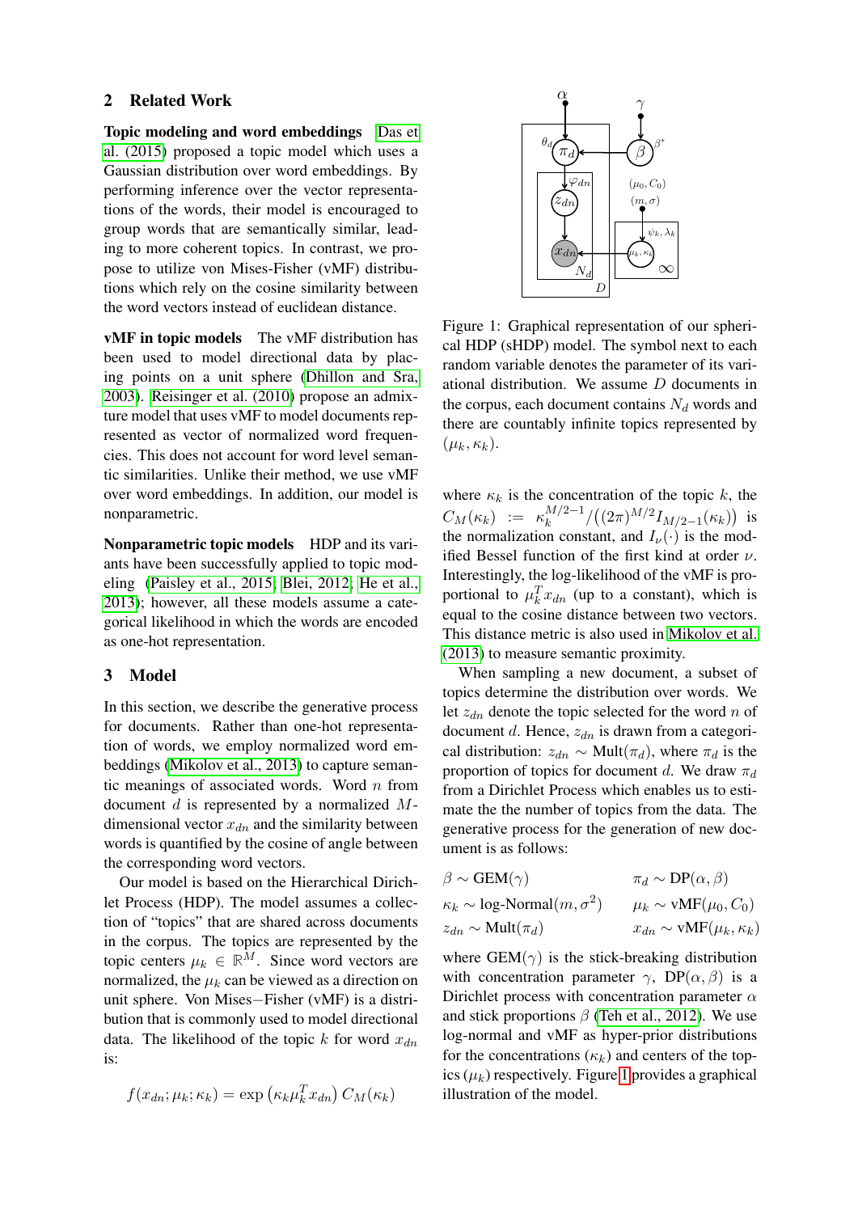## 2 Related Work

**Topic modeling and word embeddings** Das et al. (2015) proposed a topic model which uses a Gaussian distribution over word embeddings. By performing inference over the vector representations of the words, their model is encouraged to group words that are semantically similar, leading to more coherent topics. In contrast, we propose to utilize von Mises-Fisher (vMF) distributions which rely on the cosine similarity between the word vectors instead of euclidean distance.

**vMF in topic models** The vMF distribution has been used to model directional data by placing points on a unit sphere (Dhillon and Sra, 2003). Reisinger et al. (2010) propose an admixture model that uses vMF to model documents represented as vector of normalized word frequencies. This does not account for word level semantic similarities. Unlike their method, we use vMF over word embeddings. In addition, our model is nonparametric.

**Nonparametric topic models** HDP and its variants have been successfully applied to topic modeling (Paisley et al., 2015; Blei, 2012; He et al., 2013); however, all these models assume a categorical likelihood in which the words are encoded as one-hot representation.

## 3 Model

In this section, we describe the generative process for documents. Rather than one-hot representation of words, we employ normalized word embeddings (Mikolov et al., 2013) to capture semantic meanings of associated words. Word $n$ from document $d$ is represented by a normalized $M$-dimensional vector $x_{dn}$ and the similarity between words is quantified by the cosine of angle between the corresponding word vectors.

Our model is based on the Hierarchical Dirichlet Process (HDP). The model assumes a collection of "topics" that are shared across documents in the corpus. The topics are represented by the topic centers $\mu_k \in \mathbb{R}^M$. Since word vectors are normalized, the $\mu_k$ can be viewed as a direction on unit sphere. Von Mises−Fisher (vMF) is a distribution that is commonly used to model directional data. The likelihood of the topic $k$ for word $x_{dn}$ is:

$$f(x_{dn}; \mu_k; \kappa_k) = \exp\left(\kappa_k \mu_k^T x_{dn}\right) C_M(\kappa_k)$$

Figure 1: Graphical representation of our spherical HDP (sHDP) model. The symbol next to each random variable denotes the parameter of its variational distribution. We assume $D$ documents in the corpus, each document contains $N_d$ words and there are countably infinite topics represented by $(\mu_k, \kappa_k)$.

where $\kappa_k$ is the concentration of the topic $k$, the $C_M(\kappa_k) := \kappa_k^{M/2-1} / \left((2\pi)^{M/2} I_{M/2-1}(\kappa_k)\right)$ is the normalization constant, and $I_\nu(\cdot)$ is the modified Bessel function of the first kind at order $\nu$. Interestingly, the log-likelihood of the vMF is proportional to $\mu_k^T x_{dn}$ (up to a constant), which is equal to the cosine distance between two vectors. This distance metric is also used in Mikolov et al. (2013) to measure semantic proximity.

When sampling a new document, a subset of topics determine the distribution over words. We let $z_{dn}$ denote the topic selected for the word $n$ of document $d$. Hence, $z_{dn}$ is drawn from a categorical distribution: $z_{dn} \sim \text{Mult}(\pi_d)$, where $\pi_d$ is the proportion of topics for document $d$. We draw $\pi_d$ from a Dirichlet Process which enables us to estimate the the number of topics from the data. The generative process for the generation of new document is as follows:

$$
\begin{aligned}
&\beta \sim \text{GEM}(\gamma) && \pi_d \sim \text{DP}(\alpha, \beta) \\
&\kappa_k \sim \text{log-Normal}(m, \sigma^2) && \mu_k \sim \text{vMF}(\mu_0, C_0) \\
&z_{dn} \sim \text{Mult}(\pi_d) && x_{dn} \sim \text{vMF}(\mu_k, \kappa_k)
\end{aligned}
$$

where $\text{GEM}(\gamma)$ is the stick-breaking distribution with concentration parameter $\gamma$, $\text{DP}(\alpha, \beta)$ is a Dirichlet process with concentration parameter $\alpha$ and stick proportions $\beta$ (Teh et al., 2012). We use log-normal and vMF as hyper-prior distributions for the concentrations ($\kappa_k$) and centers of the topics ($\mu_k$) respectively. Figure 1 provides a graphical illustration of the model.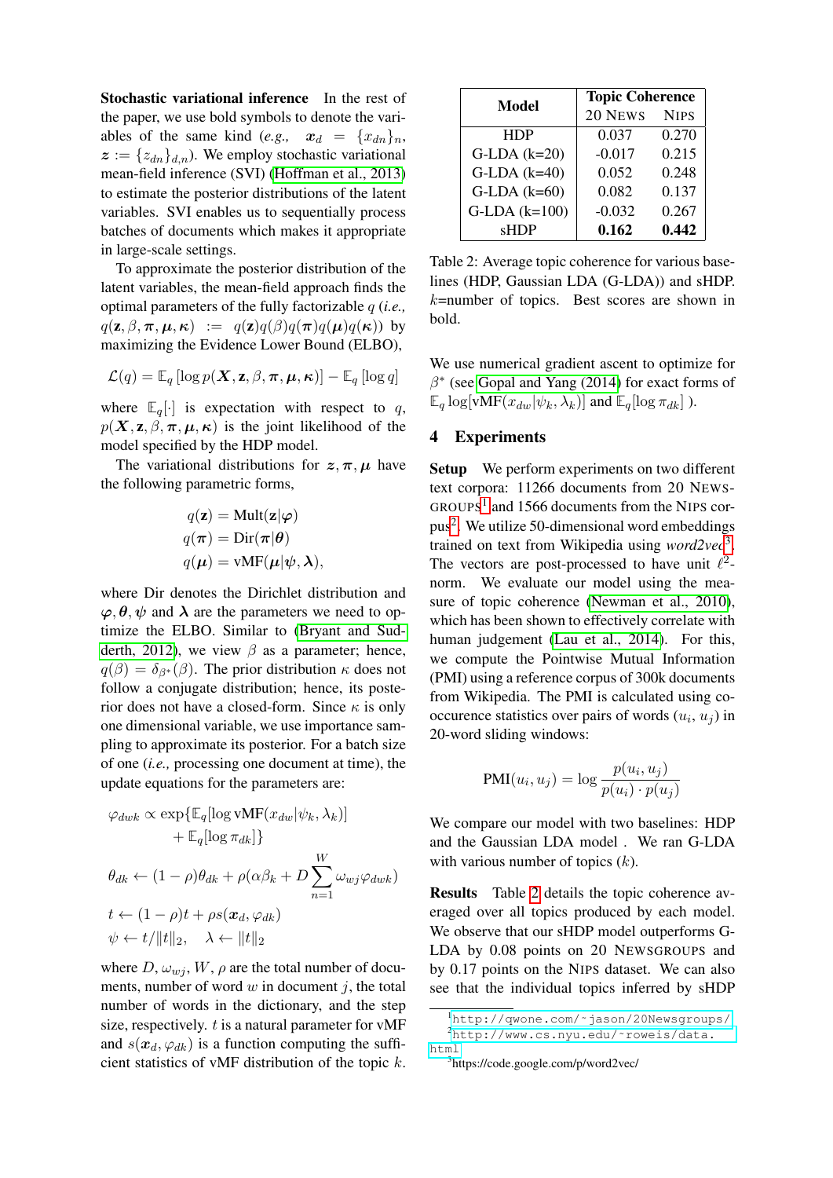**Stochastic variational inference** In the rest of the paper, we use bold symbols to denote the variables of the same kind (*e.g.,* $\boldsymbol{x}_d = \{x_{dn}\}_n$, $\boldsymbol{z} := \{z_{dn}\}_{d,n}$). We employ stochastic variational mean-field inference (SVI) (Hoffman et al., 2013) to estimate the posterior distributions of the latent variables. SVI enables us to sequentially process batches of documents which makes it appropriate in large-scale settings.

To approximate the posterior distribution of the latent variables, the mean-field approach finds the optimal parameters of the fully factorizable $q$ (*i.e.,* $q(\mathbf{z}, \beta, \boldsymbol{\pi}, \boldsymbol{\mu}, \boldsymbol{\kappa}) := q(\mathbf{z})q(\beta)q(\boldsymbol{\pi})q(\boldsymbol{\mu})q(\boldsymbol{\kappa})$) by maximizing the Evidence Lower Bound (ELBO),

$$\mathcal{L}(q) = \mathbb{E}_q [\log p(\boldsymbol{X}, \mathbf{z}, \beta, \boldsymbol{\pi}, \boldsymbol{\mu}, \boldsymbol{\kappa})] - \mathbb{E}_q [\log q]$$

where $\mathbb{E}_q[\cdot]$ is expectation with respect to $q$, $p(\boldsymbol{X}, \mathbf{z}, \beta, \boldsymbol{\pi}, \boldsymbol{\mu}, \boldsymbol{\kappa})$ is the joint likelihood of the model specified by the HDP model.

The variational distributions for $\boldsymbol{z}, \boldsymbol{\pi}, \boldsymbol{\mu}$ have the following parametric forms,

$$\begin{aligned} q(\mathbf{z}) &= \text{Mult}(\mathbf{z}|\boldsymbol{\varphi}) \\ q(\boldsymbol{\pi}) &= \text{Dir}(\boldsymbol{\pi}|\boldsymbol{\theta}) \\ q(\boldsymbol{\mu}) &= \text{vMF}(\boldsymbol{\mu}|\boldsymbol{\psi}, \boldsymbol{\lambda}), \end{aligned}$$

where Dir denotes the Dirichlet distribution and $\boldsymbol{\varphi}, \boldsymbol{\theta}, \boldsymbol{\psi}$ and $\boldsymbol{\lambda}$ are the parameters we need to optimize the ELBO. Similar to (Bryant and Sudderth, 2012), we view $\beta$ as a parameter; hence, $q(\beta) = \delta_{\beta^*}(\beta)$. The prior distribution $\kappa$ does not follow a conjugate distribution; hence, its posterior does not have a closed-form. Since $\kappa$ is only one dimensional variable, we use importance sampling to approximate its posterior. For a batch size of one (*i.e.,* processing one document at time), the update equations for the parameters are:

$$\begin{aligned} \varphi_{dwk} &\propto \exp\{\mathbb{E}_q[\log \text{vMF}(x_{dw}|\psi_k, \lambda_k)] \\ &\qquad + \mathbb{E}_q[\log \pi_{dk}]\} \\ \theta_{dk} &\leftarrow (1-\rho)\theta_{dk} + \rho(\alpha\beta_k + D\sum_{n=1}^{W} \omega_{wj}\varphi_{dwk}) \\ t &\leftarrow (1-\rho)t + \rho s(\boldsymbol{x}_d, \varphi_{dk}) \\ \psi &\leftarrow t/\|t\|_2, \quad \lambda \leftarrow \|t\|_2 \end{aligned}$$

where $D, \omega_{wj}, W, \rho$ are the total number of documents, number of word $w$ in document $j$, the total number of words in the dictionary, and the step size, respectively. $t$ is a natural parameter for vMF and $s(\boldsymbol{x}_d, \varphi_{dk})$ is a function computing the sufficient statistics of vMF distribution of the topic $k$.

| Model | Topic Coherence | |
|---|---|---|
| | 20 News | Nips |
| HDP | 0.037 | 0.270 |
| G-LDA (k=20) | -0.017 | 0.215 |
| G-LDA (k=40) | 0.052 | 0.248 |
| G-LDA (k=60) | 0.082 | 0.137 |
| G-LDA (k=100) | -0.032 | 0.267 |
| sHDP | **0.162** | **0.442** |

Table 2: Average topic coherence for various baselines (HDP, Gaussian LDA (G-LDA)) and sHDP. $k$=number of topics. Best scores are shown in bold.

We use numerical gradient ascent to optimize for $\beta^*$ (see Gopal and Yang (2014) for exact forms of $\mathbb{E}_q \log[\text{vMF}(x_{dw}|\psi_k, \lambda_k)]$ and $\mathbb{E}_q[\log \pi_{dk}]$ ).

## 4 Experiments

**Setup** We perform experiments on two different text corpora: 11266 documents from 20 Newsgroups[1] and 1566 documents from the Nips corpus[2]. We utilize 50-dimensional word embeddings trained on text from Wikipedia using *word2vec*[3]. The vectors are post-processed to have unit $\ell^2$-norm. We evaluate our model using the measure of topic coherence (Newman et al., 2010), which has been shown to effectively correlate with human judgement (Lau et al., 2014). For this, we compute the Pointwise Mutual Information (PMI) using a reference corpus of 300k documents from Wikipedia. The PMI is calculated using co-occurence statistics over pairs of words $(u_i, u_j)$ in 20-word sliding windows:

$$\text{PMI}(u_i, u_j) = \log \frac{p(u_i, u_j)}{p(u_i) \cdot p(u_j)}$$

We compare our model with two baselines: HDP and the Gaussian LDA model . We ran G-LDA with various number of topics ($k$).

**Results** Table 2 details the topic coherence averaged over all topics produced by each model. We observe that our sHDP model outperforms G-LDA by 0.08 points on 20 Newsgroups and by 0.17 points on the Nips dataset. We can also see that the individual topics inferred by sHDP

[1] http://qwone.com/~jason/20Newsgroups/

[2] http://www.cs.nyu.edu/~roweis/data.html

[3] https://code.google.com/p/word2vec/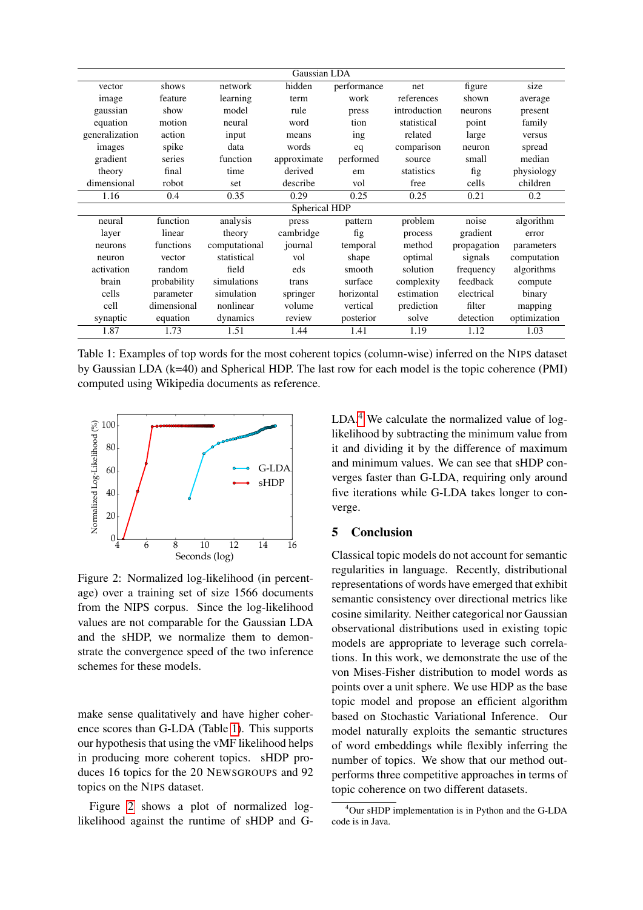| Gaussian LDA | | | | | | | |
|---|---|---|---|---|---|---|---|
| vector | shows | network | hidden | performance | net | figure | size |
| image | feature | learning | term | work | references | shown | average |
| gaussian | show | model | rule | press | introduction | neurons | present |
| equation | motion | neural | word | tion | statistical | point | family |
| generalization | action | input | means | ing | related | large | versus |
| images | spike | data | words | eq | comparison | neuron | spread |
| gradient | series | function | approximate | performed | source | small | median |
| theory | final | time | derived | em | statistics | fig | physiology |
| dimensional | robot | set | describe | vol | free | cells | children |
| 1.16 | 0.4 | 0.35 | 0.29 | 0.25 | 0.25 | 0.21 | 0.2 |
| **Spherical HDP** | | | | | | | |
| neural | function | analysis | press | pattern | problem | noise | algorithm |
| layer | linear | theory | cambridge | fig | process | gradient | error |
| neurons | functions | computational | journal | temporal | method | propagation | parameters |
| neuron | vector | statistical | vol | shape | optimal | signals | computation |
| activation | random | field | eds | smooth | solution | frequency | algorithms |
| brain | probability | simulations | trans | surface | complexity | feedback | compute |
| cells | parameter | simulation | springer | horizontal | estimation | electrical | binary |
| cell | dimensional | nonlinear | volume | vertical | prediction | filter | mapping |
| synaptic | equation | dynamics | review | posterior | solve | detection | optimization |
| 1.87 | 1.73 | 1.51 | 1.44 | 1.41 | 1.19 | 1.12 | 1.03 |

Table 1: Examples of top words for the most coherent topics (column-wise) inferred on the NIPS dataset by Gaussian LDA (k=40) and Spherical HDP. The last row for each model is the topic coherence (PMI) computed using Wikipedia documents as reference.

Figure 2: Normalized log-likelihood (in percentage) over a training set of size 1566 documents from the NIPS corpus. Since the log-likelihood values are not comparable for the Gaussian LDA and the sHDP, we normalize them to demonstrate the convergence speed of the two inference schemes for these models.

make sense qualitatively and have higher coherence scores than G-LDA (Table 1). This supports our hypothesis that using the vMF likelihood helps in producing more coherent topics. sHDP produces 16 topics for the 20 NEWSGROUPS and 92 topics on the NIPS dataset.

Figure 2 shows a plot of normalized log-likelihood against the runtime of sHDP and G-LDA.[4] We calculate the normalized value of log-likelihood by subtracting the minimum value from it and dividing it by the difference of maximum and minimum values. We can see that sHDP converges faster than G-LDA, requiring only around five iterations while G-LDA takes longer to converge.

## 5 Conclusion

Classical topic models do not account for semantic regularities in language. Recently, distributional representations of words have emerged that exhibit semantic consistency over directional metrics like cosine similarity. Neither categorical nor Gaussian observational distributions used in existing topic models are appropriate to leverage such correlations. In this work, we demonstrate the use of the von Mises-Fisher distribution to model words as points over a unit sphere. We use HDP as the base topic model and propose an efficient algorithm based on Stochastic Variational Inference. Our model naturally exploits the semantic structures of word embeddings while flexibly inferring the number of topics. We show that our method outperforms three competitive approaches in terms of topic coherence on two different datasets.

[4] Our sHDP implementation is in Python and the G-LDA code is in Java.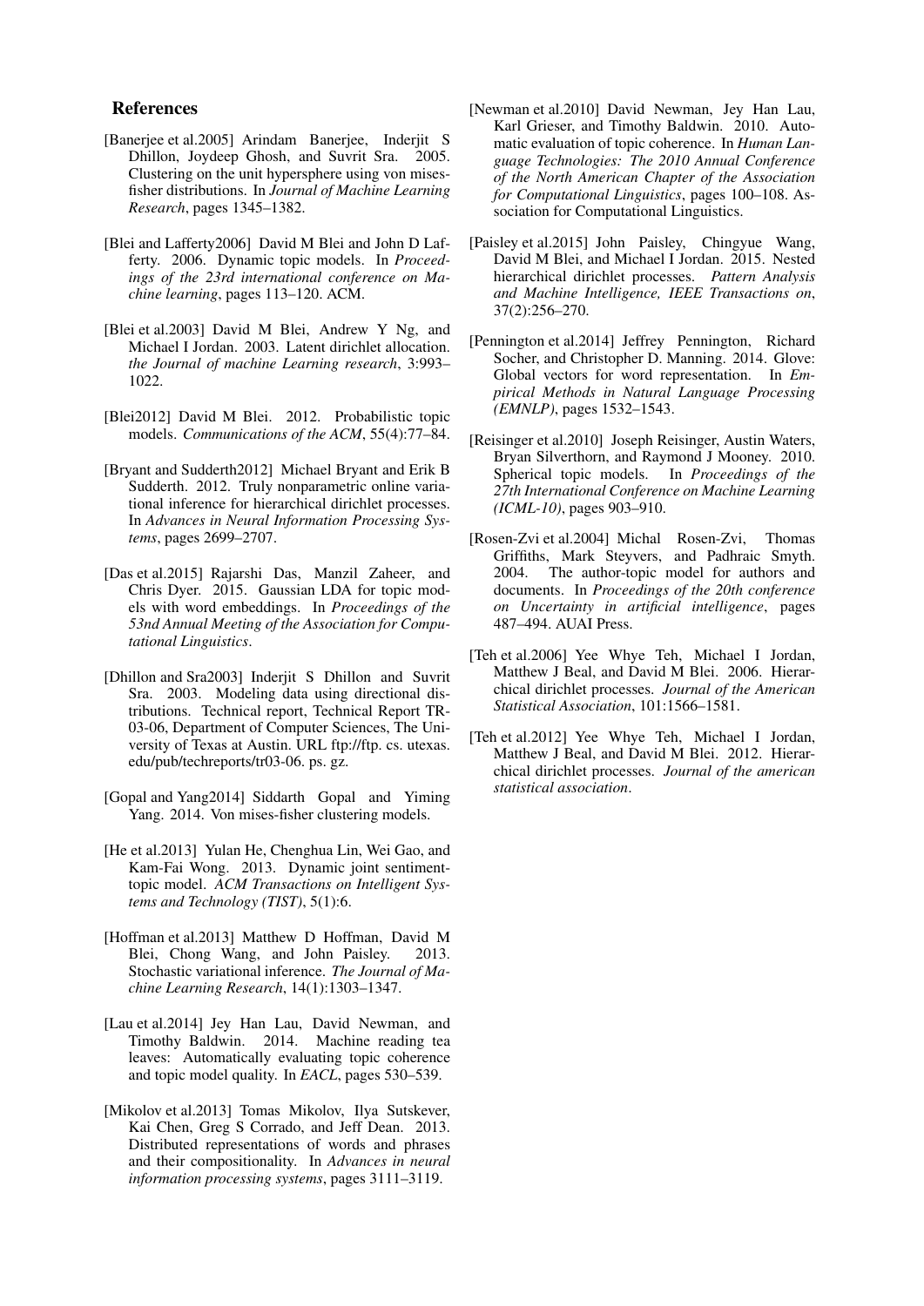## References

[Banerjee et al.2005] Arindam Banerjee, Inderjit S Dhillon, Joydeep Ghosh, and Suvrit Sra. 2005. Clustering on the unit hypersphere using von mises-fisher distributions. In *Journal of Machine Learning Research*, pages 1345–1382.

[Blei and Lafferty2006] David M Blei and John D Lafferty. 2006. Dynamic topic models. In *Proceedings of the 23rd international conference on Machine learning*, pages 113–120. ACM.

[Blei et al.2003] David M Blei, Andrew Y Ng, and Michael I Jordan. 2003. Latent dirichlet allocation. *the Journal of machine Learning research*, 3:993–1022.

[Blei2012] David M Blei. 2012. Probabilistic topic models. *Communications of the ACM*, 55(4):77–84.

[Bryant and Sudderth2012] Michael Bryant and Erik B Sudderth. 2012. Truly nonparametric online variational inference for hierarchical dirichlet processes. In *Advances in Neural Information Processing Systems*, pages 2699–2707.

[Das et al.2015] Rajarshi Das, Manzil Zaheer, and Chris Dyer. 2015. Gaussian LDA for topic models with word embeddings. In *Proceedings of the 53nd Annual Meeting of the Association for Computational Linguistics*.

[Dhillon and Sra2003] Inderjit S Dhillon and Suvrit Sra. 2003. Modeling data using directional distributions. Technical report, Technical Report TR-03-06, Department of Computer Sciences, The University of Texas at Austin. URL ftp://ftp. cs. utexas. edu/pub/techreports/tr03-06. ps. gz.

[Gopal and Yang2014] Siddarth Gopal and Yiming Yang. 2014. Von mises-fisher clustering models.

[He et al.2013] Yulan He, Chenghua Lin, Wei Gao, and Kam-Fai Wong. 2013. Dynamic joint sentiment-topic model. *ACM Transactions on Intelligent Systems and Technology (TIST)*, 5(1):6.

[Hoffman et al.2013] Matthew D Hoffman, David M Blei, Chong Wang, and John Paisley. 2013. Stochastic variational inference. *The Journal of Machine Learning Research*, 14(1):1303–1347.

[Lau et al.2014] Jey Han Lau, David Newman, and Timothy Baldwin. 2014. Machine reading tea leaves: Automatically evaluating topic coherence and topic model quality. In *EACL*, pages 530–539.

[Mikolov et al.2013] Tomas Mikolov, Ilya Sutskever, Kai Chen, Greg S Corrado, and Jeff Dean. 2013. Distributed representations of words and phrases and their compositionality. In *Advances in neural information processing systems*, pages 3111–3119.

[Newman et al.2010] David Newman, Jey Han Lau, Karl Grieser, and Timothy Baldwin. 2010. Automatic evaluation of topic coherence. In *Human Language Technologies: The 2010 Annual Conference of the North American Chapter of the Association for Computational Linguistics*, pages 100–108. Association for Computational Linguistics.

[Paisley et al.2015] John Paisley, Chingyue Wang, David M Blei, and Michael I Jordan. 2015. Nested hierarchical dirichlet processes. *Pattern Analysis and Machine Intelligence, IEEE Transactions on*, 37(2):256–270.

[Pennington et al.2014] Jeffrey Pennington, Richard Socher, and Christopher D. Manning. 2014. Glove: Global vectors for word representation. In *Empirical Methods in Natural Language Processing (EMNLP)*, pages 1532–1543.

[Reisinger et al.2010] Joseph Reisinger, Austin Waters, Bryan Silverthorn, and Raymond J Mooney. 2010. Spherical topic models. In *Proceedings of the 27th International Conference on Machine Learning (ICML-10)*, pages 903–910.

[Rosen-Zvi et al.2004] Michal Rosen-Zvi, Thomas Griffiths, Mark Steyvers, and Padhraic Smyth. 2004. The author-topic model for authors and documents. In *Proceedings of the 20th conference on Uncertainty in artificial intelligence*, pages 487–494. AUAI Press.

[Teh et al.2006] Yee Whye Teh, Michael I Jordan, Matthew J Beal, and David M Blei. 2006. Hierarchical dirichlet processes. *Journal of the American Statistical Association*, 101:1566–1581.

[Teh et al.2012] Yee Whye Teh, Michael I Jordan, Matthew J Beal, and David M Blei. 2012. Hierarchical dirichlet processes. *Journal of the american statistical association*.